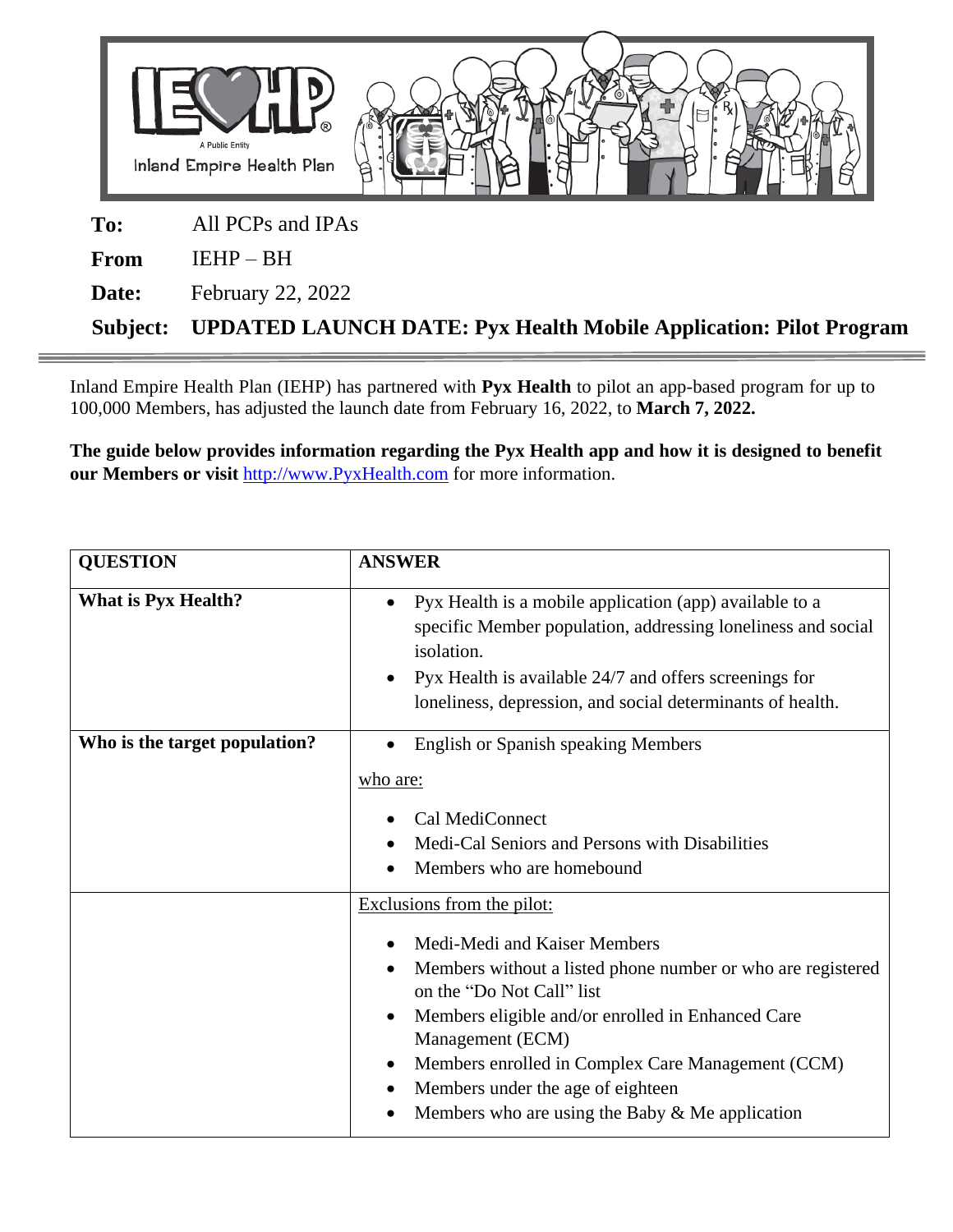IEHP
A Public Entity
Inland Empire Health Plan

**To:** All PCPs and IPAs

**From** IEHP – BH

**Date:** February 22, 2022

**Subject: UPDATED LAUNCH DATE: Pyx Health Mobile Application: Pilot Program**

---

Inland Empire Health Plan (IEHP) has partnered with **Pyx Health** to pilot an app-based program for up to 100,000 Members, has adjusted the launch date from February 16, 2022, to **March 7, 2022.**

**The guide below provides information regarding the Pyx Health app and how it is designed to benefit our Members or visit** [http://www.PyxHealth.com](http://www.PyxHealth.com) for more information.

| QUESTION | ANSWER |
|---|---|
| **What is Pyx Health?** | • Pyx Health is a mobile application (app) available to a specific Member population, addressing loneliness and social isolation.<br>• Pyx Health is available 24/7 and offers screenings for loneliness, depression, and social determinants of health. |
| **Who is the target population?** | • English or Spanish speaking Members<br><br>who are:<br><br>• Cal MediConnect<br>• Medi-Cal Seniors and Persons with Disabilities<br>• Members who are homebound |
| | Exclusions from the pilot:<br><br>• Medi-Medi and Kaiser Members<br>• Members without a listed phone number or who are registered on the "Do Not Call" list<br>• Members eligible and/or enrolled in Enhanced Care Management (ECM)<br>• Members enrolled in Complex Care Management (CCM)<br>• Members under the age of eighteen<br>• Members who are using the Baby & Me application |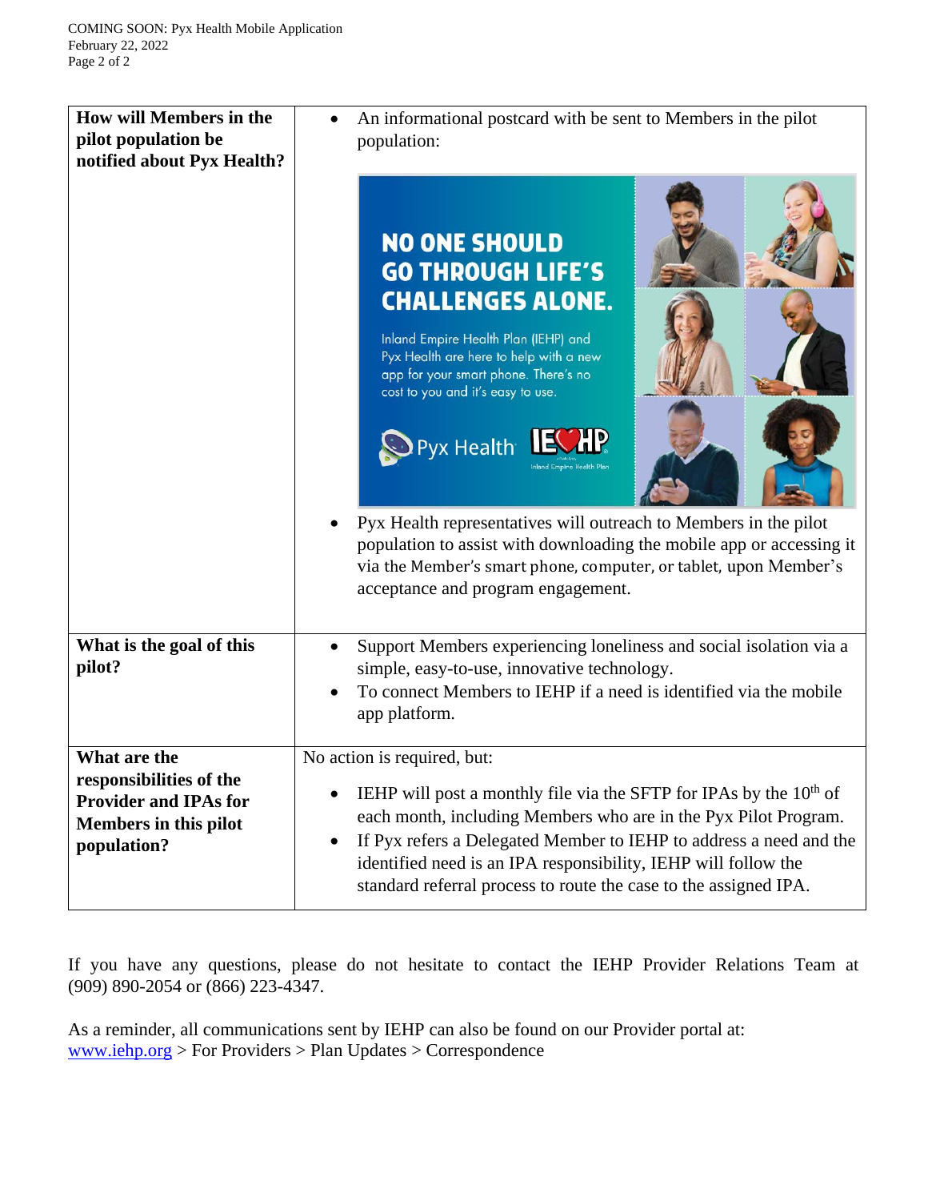| | |
|---|---|
| **How will Members in the pilot population be notified about Pyx Health?** | • An informational postcard with be sent to Members in the pilot population:<br><br>NO ONE SHOULD GO THROUGH LIFE'S CHALLENGES ALONE.<br>Inland Empire Health Plan (IEHP) and Pyx Health are here to help with a new app for your smart phone. There's no cost to you and it's easy to use.<br>Pyx Health IEHP Inland Empire Health Plan<br><br>• Pyx Health representatives will outreach to Members in the pilot population to assist with downloading the mobile app or accessing it via the Member's smart phone, computer, or tablet, upon Member's acceptance and program engagement. |
| **What is the goal of this pilot?** | • Support Members experiencing loneliness and social isolation via a simple, easy-to-use, innovative technology.<br>• To connect Members to IEHP if a need is identified via the mobile app platform. |
| **What are the responsibilities of the Provider and IPAs for Members in this pilot population?** | No action is required, but:<br>• IEHP will post a monthly file via the SFTP for IPAs by the 10th of each month, including Members who are in the Pyx Pilot Program.<br>• If Pyx refers a Delegated Member to IEHP to address a need and the identified need is an IPA responsibility, IEHP will follow the standard referral process to route the case to the assigned IPA. |

If you have any questions, please do not hesitate to contact the IEHP Provider Relations Team at (909) 890-2054 or (866) 223-4347.

As a reminder, all communications sent by IEHP can also be found on our Provider portal at: [www.iehp.org](http://www.iehp.org) > For Providers > Plan Updates > Correspondence